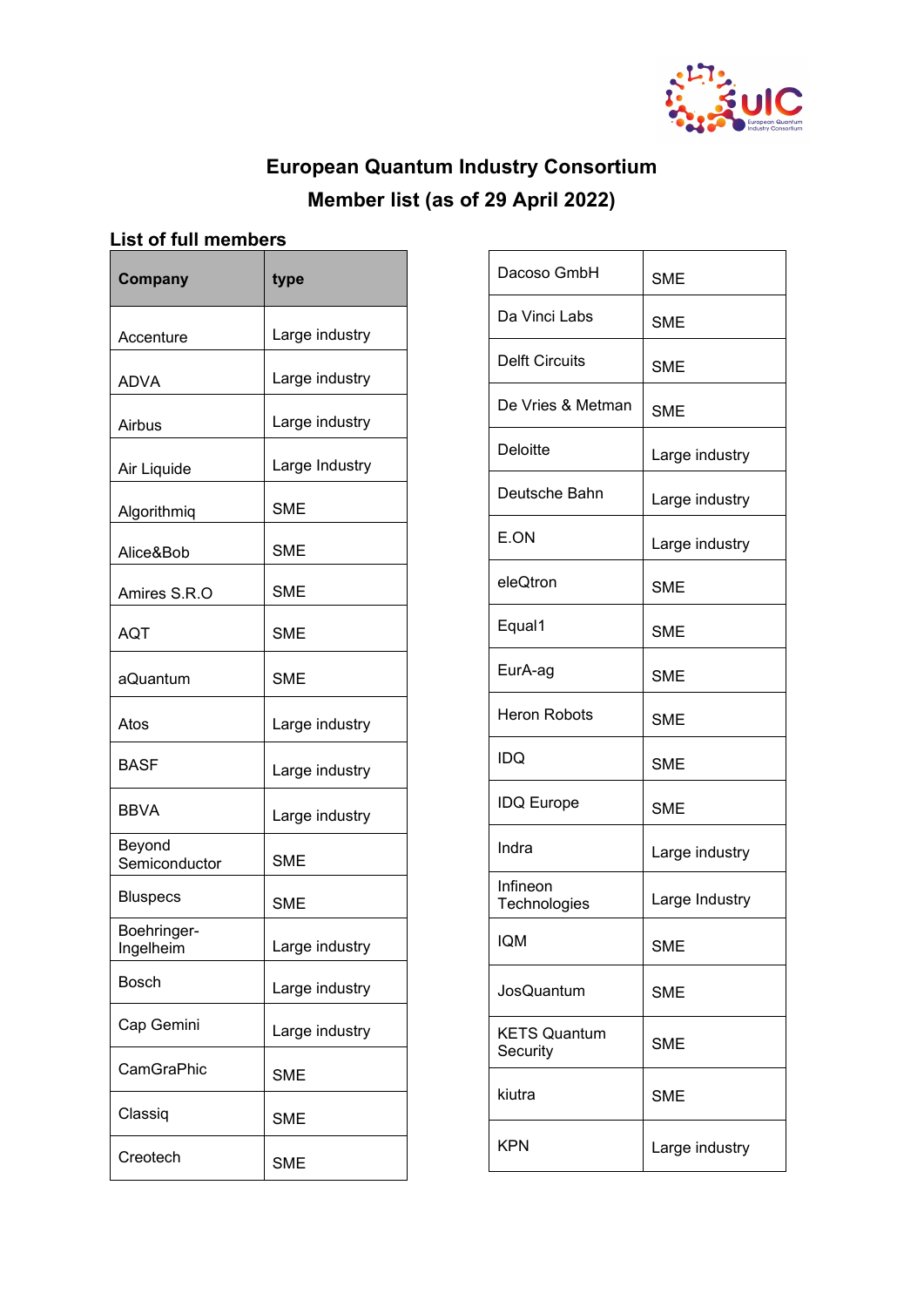# European Quantum Industry Consortium
## Member list (as of 29 April 2022)

### List of full members

| Company | type |
| --- | --- |
| Accenture | Large industry |
| ADVA | Large industry |
| Airbus | Large industry |
| Air Liquide | Large Industry |
| Algorithmiq | SME |
| Alice&Bob | SME |
| Amires S.R.O | SME |
| AQT | SME |
| aQuantum | SME |
| Atos | Large industry |
| BASF | Large industry |
| BBVA | Large industry |
| Beyond Semiconductor | SME |
| Bluspecs | SME |
| Boehringer-Ingelheim | Large industry |
| Bosch | Large industry |
| Cap Gemini | Large industry |
| CamGraPhic | SME |
| Classiq | SME |
| Creotech | SME |
| Dacoso GmbH | SME |
| Da Vinci Labs | SME |
| Delft Circuits | SME |
| De Vries & Metman | SME |
| Deloitte | Large industry |
| Deutsche Bahn | Large industry |
| E.ON | Large industry |
| eleQtron | SME |
| Equal1 | SME |
| EurA-ag | SME |
| Heron Robots | SME |
| IDQ | SME |
| IDQ Europe | SME |
| Indra | Large industry |
| Infineon Technologies | Large Industry |
| IQM | SME |
| JosQuantum | SME |
| KETS Quantum Security | SME |
| kiutra | SME |
| KPN | Large industry |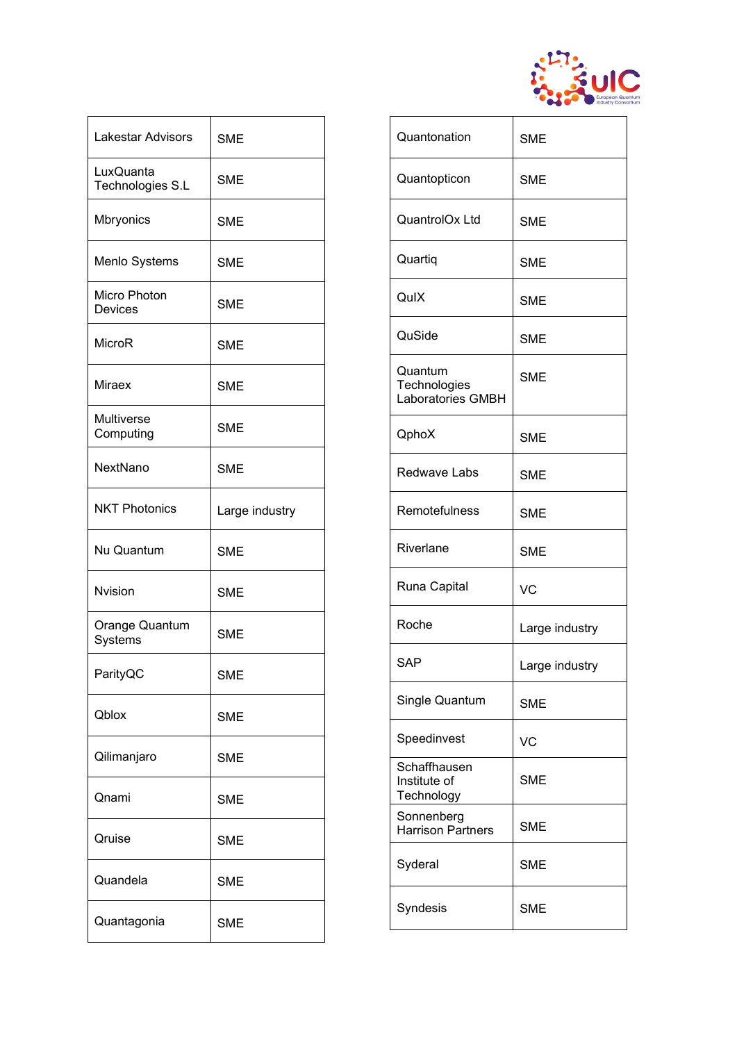| | |
|---|---|
| Lakestar Advisors | SME |
| LuxQuanta Technologies S.L | SME |
| Mbryonics | SME |
| Menlo Systems | SME |
| Micro Photon Devices | SME |
| MicroR | SME |
| Miraex | SME |
| Multiverse Computing | SME |
| NextNano | SME |
| NKT Photonics | Large industry |
| Nu Quantum | SME |
| Nvision | SME |
| Orange Quantum Systems | SME |
| ParityQC | SME |
| Qblox | SME |
| Qilimanjaro | SME |
| Qnami | SME |
| Qruise | SME |
| Quandela | SME |
| Quantagonia | SME |

| | |
|---|---|
| Quantonation | SME |
| Quantopticon | SME |
| QuantrolOx Ltd | SME |
| Quartiq | SME |
| QuIX | SME |
| QuSide | SME |
| Quantum Technologies Laboratories GMBH | SME |
| QphoX | SME |
| Redwave Labs | SME |
| Remotefulness | SME |
| Riverlane | SME |
| Runa Capital | VC |
| Roche | Large industry |
| SAP | Large industry |
| Single Quantum | SME |
| Speedinvest | VC |
| Schaffhausen Institute of Technology | SME |
| Sonnenberg Harrison Partners | SME |
| Syderal | SME |
| Syndesis | SME |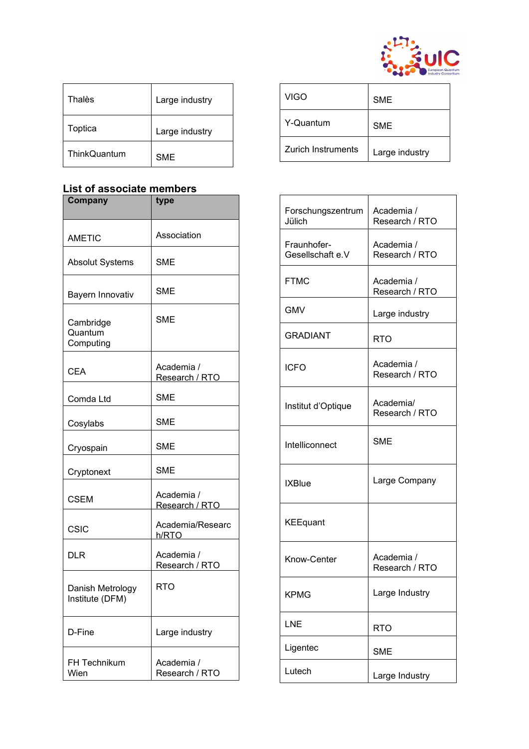| | |
|---|---|
| Thalès | Large industry |
| Toptica | Large industry |
| ThinkQuantum | SME |
| VIGO | SME |
| Y-Quantum | SME |
| Zurich Instruments | Large industry |

**List of associate members**

| Company | type |
|---|---|
| AMETIC | Association |
| Absolut Systems | SME |
| Bayern Innovativ | SME |
| Cambridge Quantum Computing | SME |
| CEA | Academia / Research / RTO |
| Comda Ltd | SME |
| Cosylabs | SME |
| Cryospain | SME |
| Cryptonext | SME |
| CSEM | Academia / Research / RTO |
| CSIC | Academia/Research/RTO |
| DLR | Academia / Research / RTO |
| Danish Metrology Institute (DFM) | RTO |
| D-Fine | Large industry |
| FH Technikum Wien | Academia / Research / RTO |
| Forschungszentrum Jülich | Academia / Research / RTO |
| Fraunhofer-Gesellschaft e.V | Academia / Research / RTO |
| FTMC | Academia / Research / RTO |
| GMV | Large industry |
| GRADIANT | RTO |
| ICFO | Academia / Research / RTO |
| Institut d'Optique | Academia/ Research / RTO |
| Intelliconnect | SME |
| IXBlue | Large Company |
| KEEquant | |
| Know-Center | Academia / Research / RTO |
| KPMG | Large Industry |
| LNE | RTO |
| Ligentec | SME |
| Lutech | Large Industry |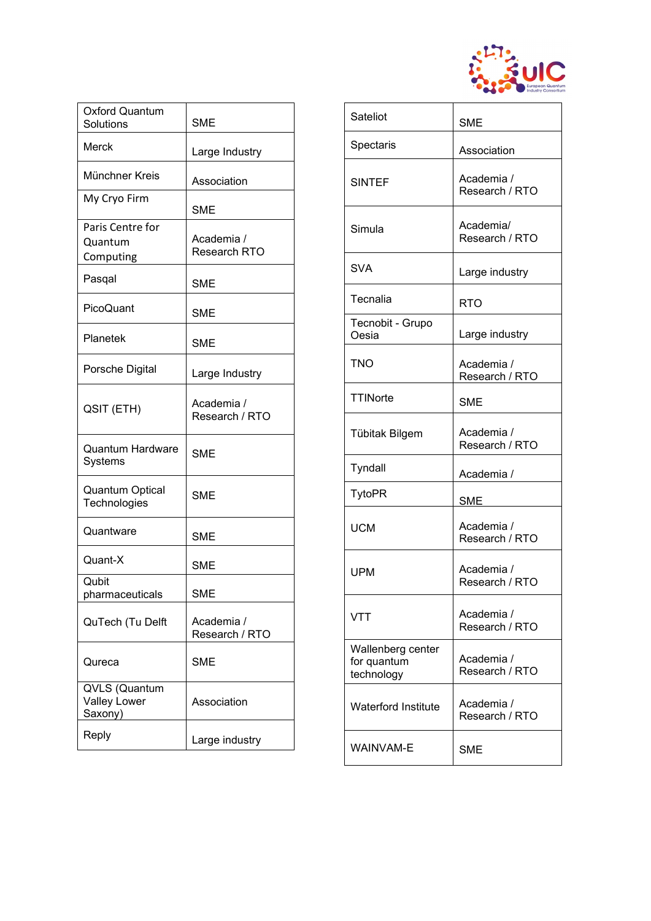| | |
|---|---|
| Oxford Quantum Solutions | SME |
| Merck | Large Industry |
| Münchner Kreis | Association |
| My Cryo Firm | SME |
| Paris Centre for Quantum Computing | Academia / Research RTO |
| Pasqal | SME |
| PicoQuant | SME |
| Planetek | SME |
| Porsche Digital | Large Industry |
| QSIT (ETH) | Academia / Research / RTO |
| Quantum Hardware Systems | SME |
| Quantum Optical Technologies | SME |
| Quantware | SME |
| Quant-X | SME |
| Qubit pharmaceuticals | SME |
| QuTech (Tu Delft | Academia / Research / RTO |
| Qureca | SME |
| QVLS (Quantum Valley Lower Saxony) | Association |
| Reply | Large industry |

| | |
|---|---|
| Sateliot | SME |
| Spectaris | Association |
| SINTEF | Academia / Research / RTO |
| Simula | Academia/ Research / RTO |
| SVA | Large industry |
| Tecnalia | RTO |
| Tecnobit - Grupo Oesia | Large industry |
| TNO | Academia / Research / RTO |
| TTINorte | SME |
| Tübitak Bilgem | Academia / Research / RTO |
| Tyndall | Academia / |
| TytoPR | SME |
| UCM | Academia / Research / RTO |
| UPM | Academia / Research / RTO |
| VTT | Academia / Research / RTO |
| Wallenberg center for quantum technology | Academia / Research / RTO |
| Waterford Institute | Academia / Research / RTO |
| WAINVAM-E | SME |